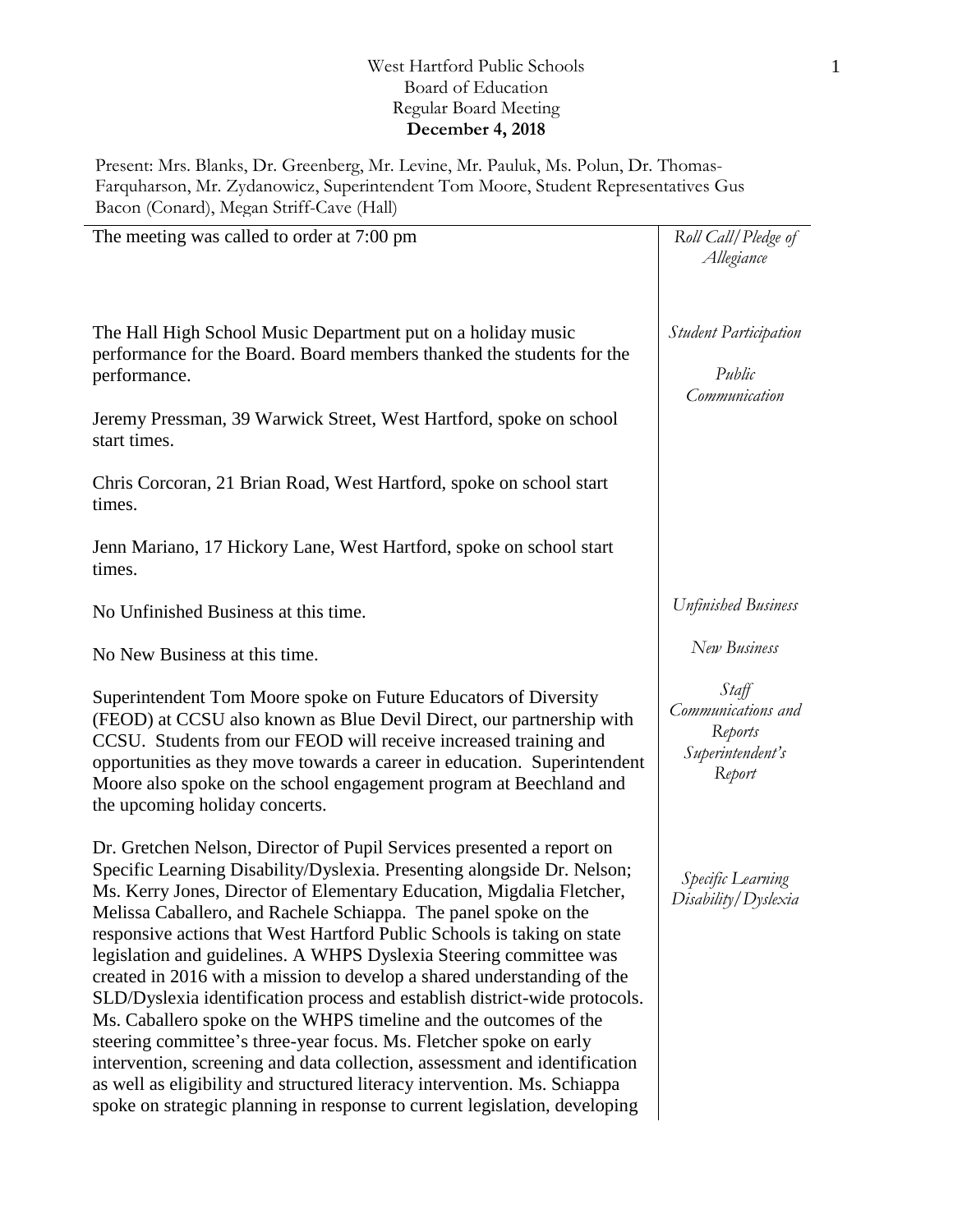West Hartford Public Schools
Board of Education
Regular Board Meeting
**December 4, 2018**

Present: Mrs. Blanks, Dr. Greenberg, Mr. Levine, Mr. Pauluk, Ms. Polun, Dr. Thomas-Farquharson, Mr. Zydanowicz, Superintendent Tom Moore, Student Representatives Gus Bacon (Conard), Megan Striff-Cave (Hall)

| | |
|---|---|
| The meeting was called to order at 7:00 pm | *Roll Call/Pledge of Allegiance* |
| The Hall High School Music Department put on a holiday music performance for the Board. Board members thanked the students for the performance. | *Student Participation* |
| Jeremy Pressman, 39 Warwick Street, West Hartford, spoke on school start times.<br><br>Chris Corcoran, 21 Brian Road, West Hartford, spoke on school start times.<br><br>Jenn Mariano, 17 Hickory Lane, West Hartford, spoke on school start times. | *Public Communication* |
| No Unfinished Business at this time. | *Unfinished Business* |
| No New Business at this time. | *New Business* |
| Superintendent Tom Moore spoke on Future Educators of Diversity (FEOD) at CCSU also known as Blue Devil Direct, our partnership with CCSU. Students from our FEOD will receive increased training and opportunities as they move towards a career in education. Superintendent Moore also spoke on the school engagement program at Beechland and the upcoming holiday concerts. | *Staff Communications and Reports*<br>*Superintendent's Report* |
| Dr. Gretchen Nelson, Director of Pupil Services presented a report on Specific Learning Disability/Dyslexia. Presenting alongside Dr. Nelson; Ms. Kerry Jones, Director of Elementary Education, Migdalia Fletcher, Melissa Caballero, and Rachele Schiappa. The panel spoke on the responsive actions that West Hartford Public Schools is taking on state legislation and guidelines. A WHPS Dyslexia Steering committee was created in 2016 with a mission to develop a shared understanding of the SLD/Dyslexia identification process and establish district-wide protocols. Ms. Caballero spoke on the WHPS timeline and the outcomes of the steering committee's three-year focus. Ms. Fletcher spoke on early intervention, screening and data collection, assessment and identification as well as eligibility and structured literacy intervention. Ms. Schiappa spoke on strategic planning in response to current legislation, developing | *Specific Learning Disability/Dyslexia* |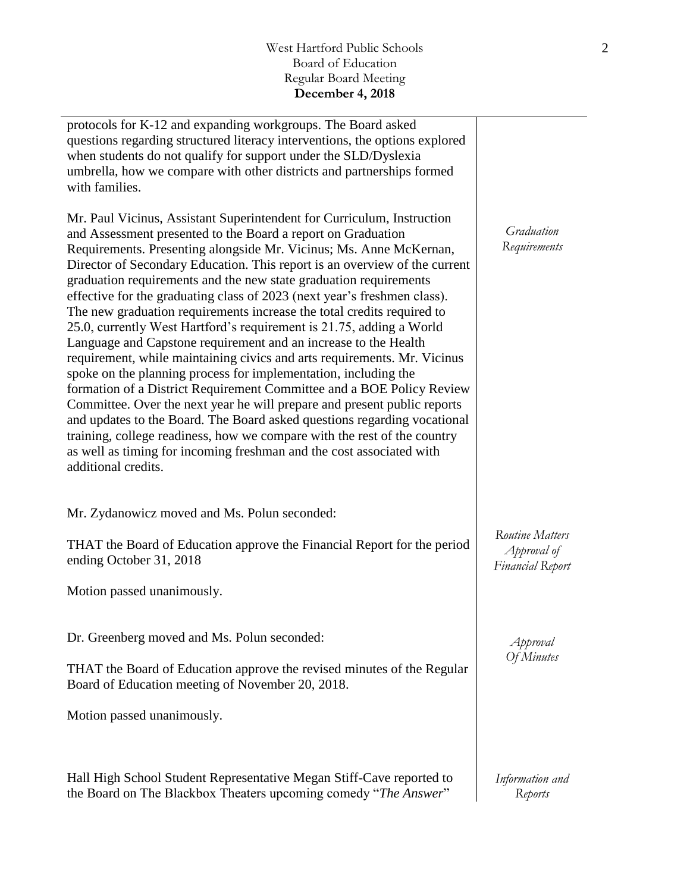protocols for K-12 and expanding workgroups. The Board asked questions regarding structured literacy interventions, the options explored when students do not qualify for support under the SLD/Dyslexia umbrella, how we compare with other districts and partnerships formed with families.

*Graduation Requirements*

Mr. Paul Vicinus, Assistant Superintendent for Curriculum, Instruction and Assessment presented to the Board a report on Graduation Requirements. Presenting alongside Mr. Vicinus; Ms. Anne McKernan, Director of Secondary Education. This report is an overview of the current graduation requirements and the new state graduation requirements effective for the graduating class of 2023 (next year's freshmen class). The new graduation requirements increase the total credits required to 25.0, currently West Hartford's requirement is 21.75, adding a World Language and Capstone requirement and an increase to the Health requirement, while maintaining civics and arts requirements. Mr. Vicinus spoke on the planning process for implementation, including the formation of a District Requirement Committee and a BOE Policy Review Committee. Over the next year he will prepare and present public reports and updates to the Board. The Board asked questions regarding vocational training, college readiness, how we compare with the rest of the country as well as timing for incoming freshman and the cost associated with additional credits.

*Routine Matters Approval of Financial Report*

Mr. Zydanowicz moved and Ms. Polun seconded:

THAT the Board of Education approve the Financial Report for the period ending October 31, 2018

Motion passed unanimously.

*Approval Of Minutes*

Dr. Greenberg moved and Ms. Polun seconded:

THAT the Board of Education approve the revised minutes of the Regular Board of Education meeting of November 20, 2018.

Motion passed unanimously.

*Information and Reports*

Hall High School Student Representative Megan Stiff-Cave reported to the Board on The Blackbox Theaters upcoming comedy "*The Answer*"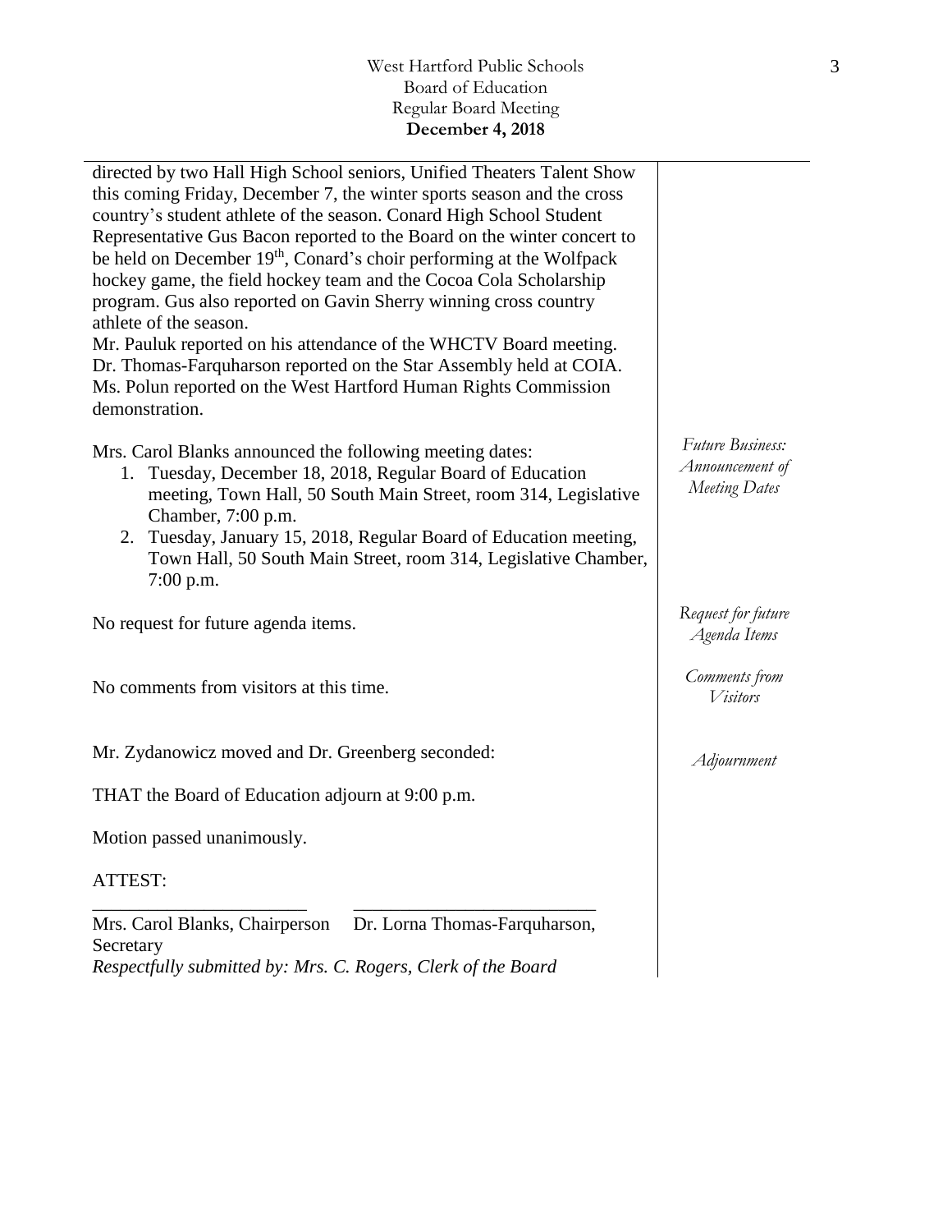directed by two Hall High School seniors, Unified Theaters Talent Show this coming Friday, December 7, the winter sports season and the cross country's student athlete of the season. Conard High School Student Representative Gus Bacon reported to the Board on the winter concert to be held on December 19th, Conard's choir performing at the Wolfpack hockey game, the field hockey team and the Cocoa Cola Scholarship program. Gus also reported on Gavin Sherry winning cross country athlete of the season.
Mr. Pauluk reported on his attendance of the WHCTV Board meeting.
Dr. Thomas-Farquharson reported on the Star Assembly held at COIA.
Ms. Polun reported on the West Hartford Human Rights Commission demonstration.

*Future Business: Announcement of Meeting Dates*

Mrs. Carol Blanks announced the following meeting dates:

1. Tuesday, December 18, 2018, Regular Board of Education meeting, Town Hall, 50 South Main Street, room 314, Legislative Chamber, 7:00 p.m.
2. Tuesday, January 15, 2018, Regular Board of Education meeting, Town Hall, 50 South Main Street, room 314, Legislative Chamber, 7:00 p.m.

*Request for future Agenda Items*

No request for future agenda items.

*Comments from Visitors*

No comments from visitors at this time.

*Adjournment*

Mr. Zydanowicz moved and Dr. Greenberg seconded:

THAT the Board of Education adjourn at 9:00 p.m.

Motion passed unanimously.

ATTEST:

\_\_\_\_\_\_\_\_\_\_\_\_\_\_\_\_\_\_\_\_\_\_\_\_ \_\_\_\_\_\_\_\_\_\_\_\_\_\_\_\_\_\_\_\_\_\_\_\_\_\_\_
Mrs. Carol Blanks, Chairperson Dr. Lorna Thomas-Farquharson, Secretary

*Respectfully submitted by: Mrs. C. Rogers, Clerk of the Board*